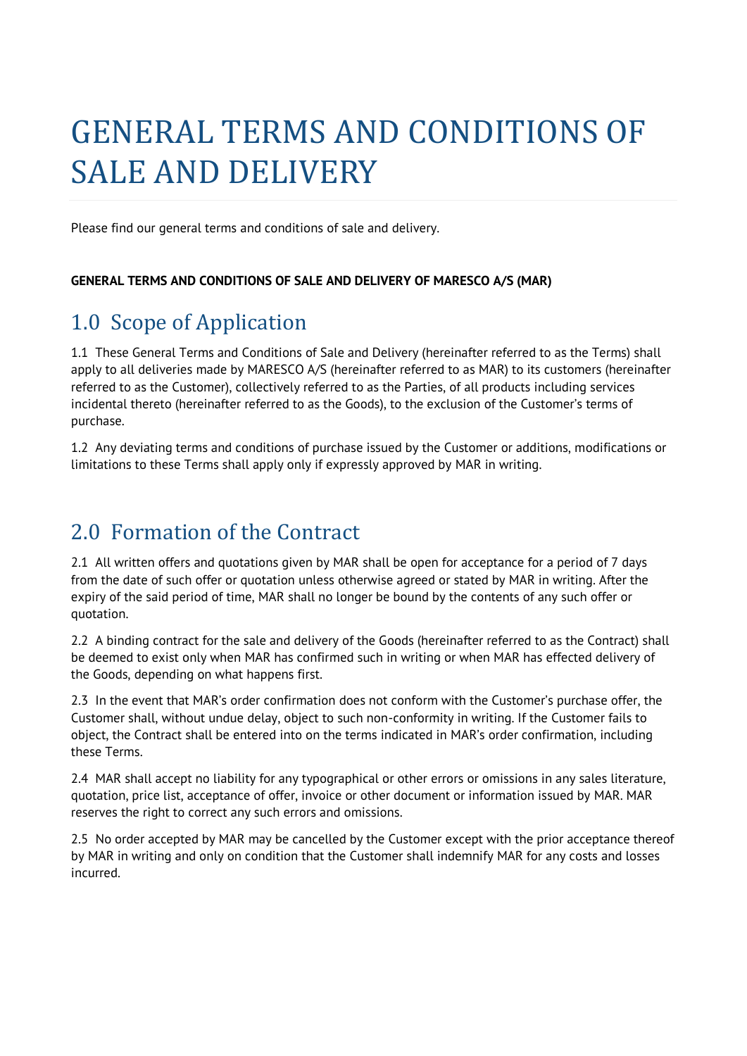# GENERAL TERMS AND CONDITIONS OF SALE AND DELIVERY

Please find our general terms and conditions of sale and delivery.

**GENERAL TERMS AND CONDITIONS OF SALE AND DELIVERY OF MARESCO A/S (MAR)**

## 1.0 Scope of Application

1.1 These General Terms and Conditions of Sale and Delivery (hereinafter referred to as the Terms) shall apply to all deliveries made by MARESCO A/S (hereinafter referred to as MAR) to its customers (hereinafter referred to as the Customer), collectively referred to as the Parties, of all products including services incidental thereto (hereinafter referred to as the Goods), to the exclusion of the Customer's terms of purchase.

1.2 Any deviating terms and conditions of purchase issued by the Customer or additions, modifications or limitations to these Terms shall apply only if expressly approved by MAR in writing.

## 2.0 Formation of the Contract

2.1 All written offers and quotations given by MAR shall be open for acceptance for a period of 7 days from the date of such offer or quotation unless otherwise agreed or stated by MAR in writing. After the expiry of the said period of time, MAR shall no longer be bound by the contents of any such offer or quotation.

2.2 A binding contract for the sale and delivery of the Goods (hereinafter referred to as the Contract) shall be deemed to exist only when MAR has confirmed such in writing or when MAR has effected delivery of the Goods, depending on what happens first.

2.3 In the event that MAR's order confirmation does not conform with the Customer's purchase offer, the Customer shall, without undue delay, object to such non-conformity in writing. If the Customer fails to object, the Contract shall be entered into on the terms indicated in MAR's order confirmation, including these Terms.

2.4 MAR shall accept no liability for any typographical or other errors or omissions in any sales literature, quotation, price list, acceptance of offer, invoice or other document or information issued by MAR. MAR reserves the right to correct any such errors and omissions.

2.5 No order accepted by MAR may be cancelled by the Customer except with the prior acceptance thereof by MAR in writing and only on condition that the Customer shall indemnify MAR for any costs and losses incurred.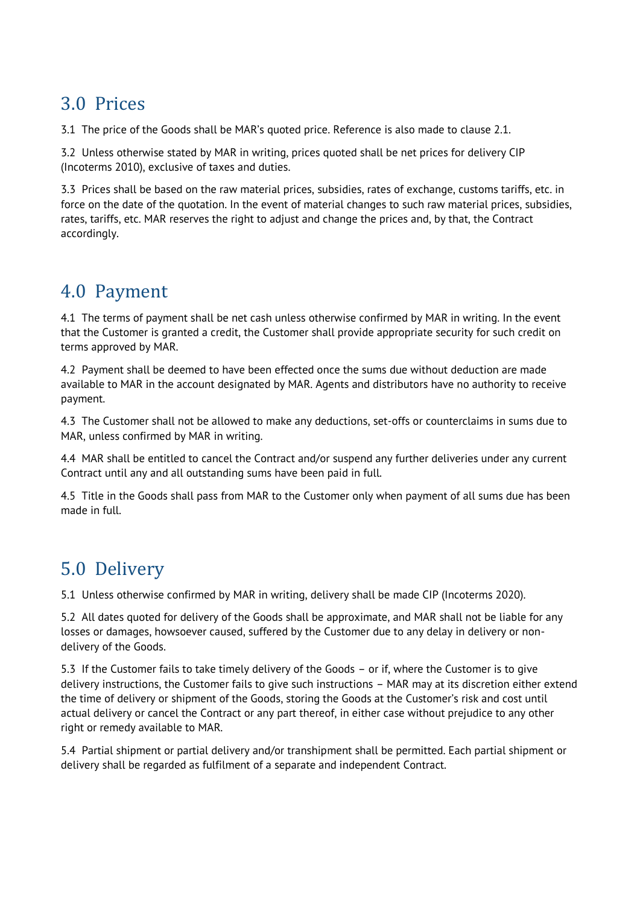## 3.0 Prices

3.1 The price of the Goods shall be MAR's quoted price. Reference is also made to clause 2.1.

3.2 Unless otherwise stated by MAR in writing, prices quoted shall be net prices for delivery CIP (Incoterms 2010), exclusive of taxes and duties.

3.3 Prices shall be based on the raw material prices, subsidies, rates of exchange, customs tariffs, etc. in force on the date of the quotation. In the event of material changes to such raw material prices, subsidies, rates, tariffs, etc. MAR reserves the right to adjust and change the prices and, by that, the Contract accordingly.

## 4.0 Payment

4.1 The terms of payment shall be net cash unless otherwise confirmed by MAR in writing. In the event that the Customer is granted a credit, the Customer shall provide appropriate security for such credit on terms approved by MAR.

4.2 Payment shall be deemed to have been effected once the sums due without deduction are made available to MAR in the account designated by MAR. Agents and distributors have no authority to receive payment.

4.3 The Customer shall not be allowed to make any deductions, set-offs or counterclaims in sums due to MAR, unless confirmed by MAR in writing.

4.4 MAR shall be entitled to cancel the Contract and/or suspend any further deliveries under any current Contract until any and all outstanding sums have been paid in full.

4.5 Title in the Goods shall pass from MAR to the Customer only when payment of all sums due has been made in full.

## 5.0 Delivery

5.1 Unless otherwise confirmed by MAR in writing, delivery shall be made CIP (Incoterms 2020).

5.2 All dates quoted for delivery of the Goods shall be approximate, and MAR shall not be liable for any losses or damages, howsoever caused, suffered by the Customer due to any delay in delivery or non-delivery of the Goods.

5.3 If the Customer fails to take timely delivery of the Goods – or if, where the Customer is to give delivery instructions, the Customer fails to give such instructions – MAR may at its discretion either extend the time of delivery or shipment of the Goods, storing the Goods at the Customer's risk and cost until actual delivery or cancel the Contract or any part thereof, in either case without prejudice to any other right or remedy available to MAR.

5.4 Partial shipment or partial delivery and/or transhipment shall be permitted. Each partial shipment or delivery shall be regarded as fulfilment of a separate and independent Contract.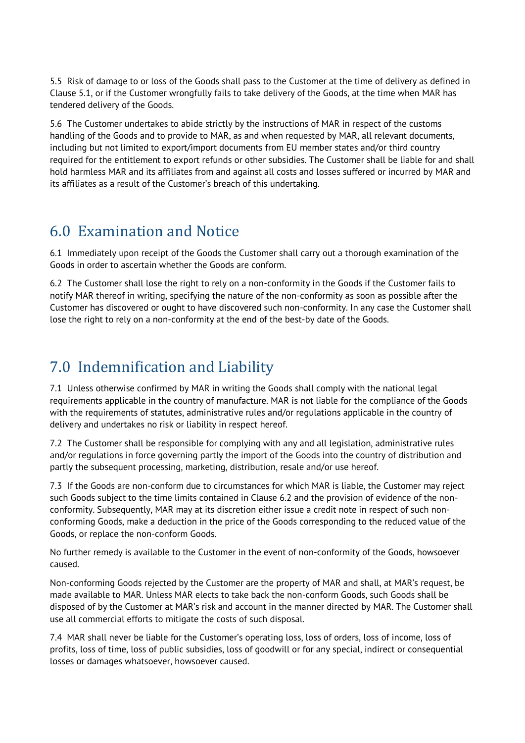5.5 Risk of damage to or loss of the Goods shall pass to the Customer at the time of delivery as defined in Clause 5.1, or if the Customer wrongfully fails to take delivery of the Goods, at the time when MAR has tendered delivery of the Goods.

5.6 The Customer undertakes to abide strictly by the instructions of MAR in respect of the customs handling of the Goods and to provide to MAR, as and when requested by MAR, all relevant documents, including but not limited to export/import documents from EU member states and/or third country required for the entitlement to export refunds or other subsidies. The Customer shall be liable for and shall hold harmless MAR and its affiliates from and against all costs and losses suffered or incurred by MAR and its affiliates as a result of the Customer's breach of this undertaking.

## 6.0 Examination and Notice

6.1 Immediately upon receipt of the Goods the Customer shall carry out a thorough examination of the Goods in order to ascertain whether the Goods are conform.

6.2 The Customer shall lose the right to rely on a non-conformity in the Goods if the Customer fails to notify MAR thereof in writing, specifying the nature of the non-conformity as soon as possible after the Customer has discovered or ought to have discovered such non-conformity. In any case the Customer shall lose the right to rely on a non-conformity at the end of the best-by date of the Goods.

## 7.0 Indemnification and Liability

7.1 Unless otherwise confirmed by MAR in writing the Goods shall comply with the national legal requirements applicable in the country of manufacture. MAR is not liable for the compliance of the Goods with the requirements of statutes, administrative rules and/or regulations applicable in the country of delivery and undertakes no risk or liability in respect hereof.

7.2 The Customer shall be responsible for complying with any and all legislation, administrative rules and/or regulations in force governing partly the import of the Goods into the country of distribution and partly the subsequent processing, marketing, distribution, resale and/or use hereof.

7.3 If the Goods are non-conform due to circumstances for which MAR is liable, the Customer may reject such Goods subject to the time limits contained in Clause 6.2 and the provision of evidence of the non-conformity. Subsequently, MAR may at its discretion either issue a credit note in respect of such non-conforming Goods, make a deduction in the price of the Goods corresponding to the reduced value of the Goods, or replace the non-conform Goods.

No further remedy is available to the Customer in the event of non-conformity of the Goods, howsoever caused.

Non-conforming Goods rejected by the Customer are the property of MAR and shall, at MAR's request, be made available to MAR. Unless MAR elects to take back the non-conform Goods, such Goods shall be disposed of by the Customer at MAR's risk and account in the manner directed by MAR. The Customer shall use all commercial efforts to mitigate the costs of such disposal.

7.4 MAR shall never be liable for the Customer's operating loss, loss of orders, loss of income, loss of profits, loss of time, loss of public subsidies, loss of goodwill or for any special, indirect or consequential losses or damages whatsoever, howsoever caused.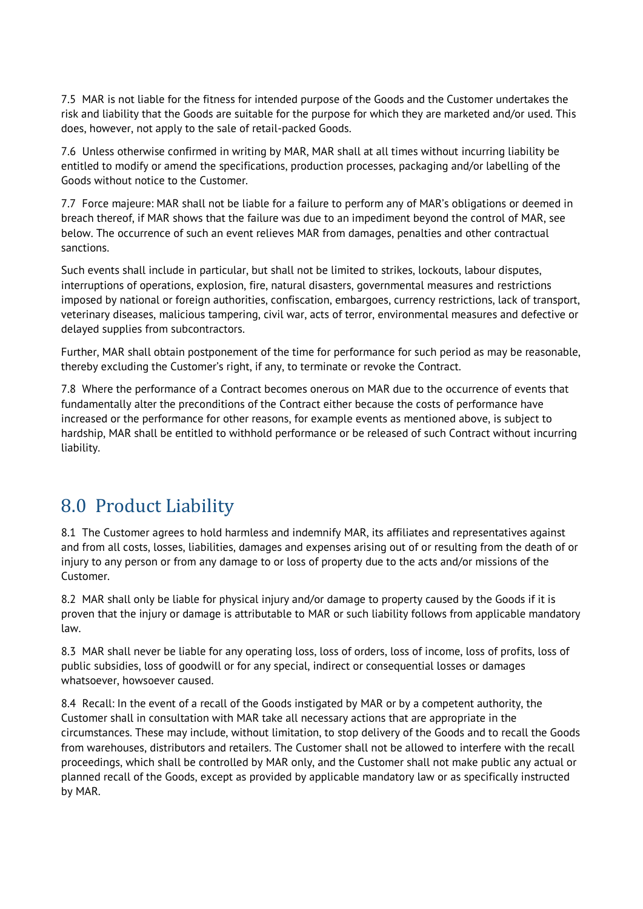7.5 MAR is not liable for the fitness for intended purpose of the Goods and the Customer undertakes the risk and liability that the Goods are suitable for the purpose for which they are marketed and/or used. This does, however, not apply to the sale of retail-packed Goods.

7.6 Unless otherwise confirmed in writing by MAR, MAR shall at all times without incurring liability be entitled to modify or amend the specifications, production processes, packaging and/or labelling of the Goods without notice to the Customer.

7.7 Force majeure: MAR shall not be liable for a failure to perform any of MAR's obligations or deemed in breach thereof, if MAR shows that the failure was due to an impediment beyond the control of MAR, see below. The occurrence of such an event relieves MAR from damages, penalties and other contractual sanctions.

Such events shall include in particular, but shall not be limited to strikes, lockouts, labour disputes, interruptions of operations, explosion, fire, natural disasters, governmental measures and restrictions imposed by national or foreign authorities, confiscation, embargoes, currency restrictions, lack of transport, veterinary diseases, malicious tampering, civil war, acts of terror, environmental measures and defective or delayed supplies from subcontractors.

Further, MAR shall obtain postponement of the time for performance for such period as may be reasonable, thereby excluding the Customer's right, if any, to terminate or revoke the Contract.

7.8 Where the performance of a Contract becomes onerous on MAR due to the occurrence of events that fundamentally alter the preconditions of the Contract either because the costs of performance have increased or the performance for other reasons, for example events as mentioned above, is subject to hardship, MAR shall be entitled to withhold performance or be released of such Contract without incurring liability.

## 8.0 Product Liability

8.1 The Customer agrees to hold harmless and indemnify MAR, its affiliates and representatives against and from all costs, losses, liabilities, damages and expenses arising out of or resulting from the death of or injury to any person or from any damage to or loss of property due to the acts and/or missions of the Customer.

8.2 MAR shall only be liable for physical injury and/or damage to property caused by the Goods if it is proven that the injury or damage is attributable to MAR or such liability follows from applicable mandatory law.

8.3 MAR shall never be liable for any operating loss, loss of orders, loss of income, loss of profits, loss of public subsidies, loss of goodwill or for any special, indirect or consequential losses or damages whatsoever, howsoever caused.

8.4 Recall: In the event of a recall of the Goods instigated by MAR or by a competent authority, the Customer shall in consultation with MAR take all necessary actions that are appropriate in the circumstances. These may include, without limitation, to stop delivery of the Goods and to recall the Goods from warehouses, distributors and retailers. The Customer shall not be allowed to interfere with the recall proceedings, which shall be controlled by MAR only, and the Customer shall not make public any actual or planned recall of the Goods, except as provided by applicable mandatory law or as specifically instructed by MAR.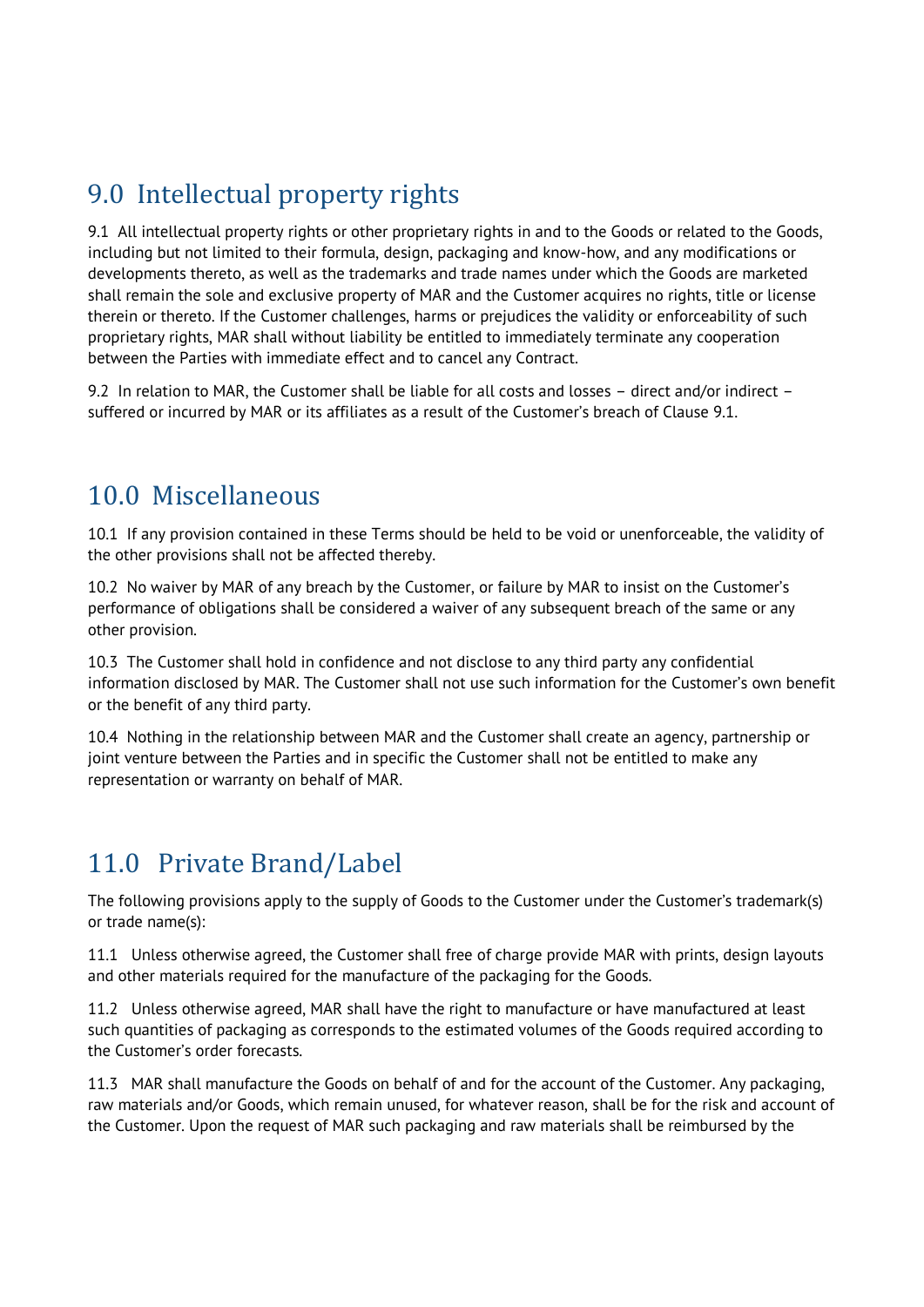## 9.0 Intellectual property rights

9.1 All intellectual property rights or other proprietary rights in and to the Goods or related to the Goods, including but not limited to their formula, design, packaging and know-how, and any modifications or developments thereto, as well as the trademarks and trade names under which the Goods are marketed shall remain the sole and exclusive property of MAR and the Customer acquires no rights, title or license therein or thereto. If the Customer challenges, harms or prejudices the validity or enforceability of such proprietary rights, MAR shall without liability be entitled to immediately terminate any cooperation between the Parties with immediate effect and to cancel any Contract.

9.2 In relation to MAR, the Customer shall be liable for all costs and losses – direct and/or indirect – suffered or incurred by MAR or its affiliates as a result of the Customer's breach of Clause 9.1.

## 10.0 Miscellaneous

10.1 If any provision contained in these Terms should be held to be void or unenforceable, the validity of the other provisions shall not be affected thereby.

10.2 No waiver by MAR of any breach by the Customer, or failure by MAR to insist on the Customer's performance of obligations shall be considered a waiver of any subsequent breach of the same or any other provision.

10.3 The Customer shall hold in confidence and not disclose to any third party any confidential information disclosed by MAR. The Customer shall not use such information for the Customer's own benefit or the benefit of any third party.

10.4 Nothing in the relationship between MAR and the Customer shall create an agency, partnership or joint venture between the Parties and in specific the Customer shall not be entitled to make any representation or warranty on behalf of MAR.

## 11.0 Private Brand/Label

The following provisions apply to the supply of Goods to the Customer under the Customer's trademark(s) or trade name(s):

11.1 Unless otherwise agreed, the Customer shall free of charge provide MAR with prints, design layouts and other materials required for the manufacture of the packaging for the Goods.

11.2 Unless otherwise agreed, MAR shall have the right to manufacture or have manufactured at least such quantities of packaging as corresponds to the estimated volumes of the Goods required according to the Customer's order forecasts.

11.3 MAR shall manufacture the Goods on behalf of and for the account of the Customer. Any packaging, raw materials and/or Goods, which remain unused, for whatever reason, shall be for the risk and account of the Customer. Upon the request of MAR such packaging and raw materials shall be reimbursed by the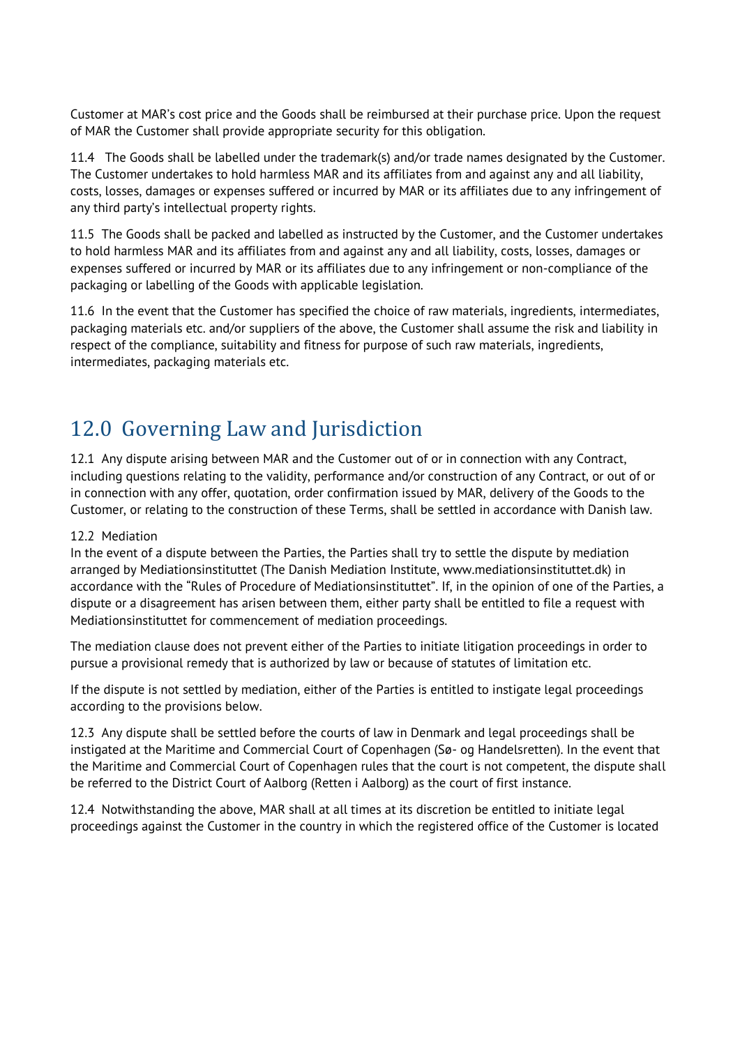Customer at MAR's cost price and the Goods shall be reimbursed at their purchase price. Upon the request of MAR the Customer shall provide appropriate security for this obligation.

11.4 The Goods shall be labelled under the trademark(s) and/or trade names designated by the Customer. The Customer undertakes to hold harmless MAR and its affiliates from and against any and all liability, costs, losses, damages or expenses suffered or incurred by MAR or its affiliates due to any infringement of any third party's intellectual property rights.

11.5 The Goods shall be packed and labelled as instructed by the Customer, and the Customer undertakes to hold harmless MAR and its affiliates from and against any and all liability, costs, losses, damages or expenses suffered or incurred by MAR or its affiliates due to any infringement or non-compliance of the packaging or labelling of the Goods with applicable legislation.

11.6 In the event that the Customer has specified the choice of raw materials, ingredients, intermediates, packaging materials etc. and/or suppliers of the above, the Customer shall assume the risk and liability in respect of the compliance, suitability and fitness for purpose of such raw materials, ingredients, intermediates, packaging materials etc.

## 12.0 Governing Law and Jurisdiction

12.1 Any dispute arising between MAR and the Customer out of or in connection with any Contract, including questions relating to the validity, performance and/or construction of any Contract, or out of or in connection with any offer, quotation, order confirmation issued by MAR, delivery of the Goods to the Customer, or relating to the construction of these Terms, shall be settled in accordance with Danish law.

12.2 Mediation
In the event of a dispute between the Parties, the Parties shall try to settle the dispute by mediation arranged by Mediationsinstituttet (The Danish Mediation Institute, www.mediationsinstituttet.dk) in accordance with the "Rules of Procedure of Mediationsinstituttet". If, in the opinion of one of the Parties, a dispute or a disagreement has arisen between them, either party shall be entitled to file a request with Mediationsinstituttet for commencement of mediation proceedings.

The mediation clause does not prevent either of the Parties to initiate litigation proceedings in order to pursue a provisional remedy that is authorized by law or because of statutes of limitation etc.

If the dispute is not settled by mediation, either of the Parties is entitled to instigate legal proceedings according to the provisions below.

12.3 Any dispute shall be settled before the courts of law in Denmark and legal proceedings shall be instigated at the Maritime and Commercial Court of Copenhagen (Sø- og Handelsretten). In the event that the Maritime and Commercial Court of Copenhagen rules that the court is not competent, the dispute shall be referred to the District Court of Aalborg (Retten i Aalborg) as the court of first instance.

12.4 Notwithstanding the above, MAR shall at all times at its discretion be entitled to initiate legal proceedings against the Customer in the country in which the registered office of the Customer is located